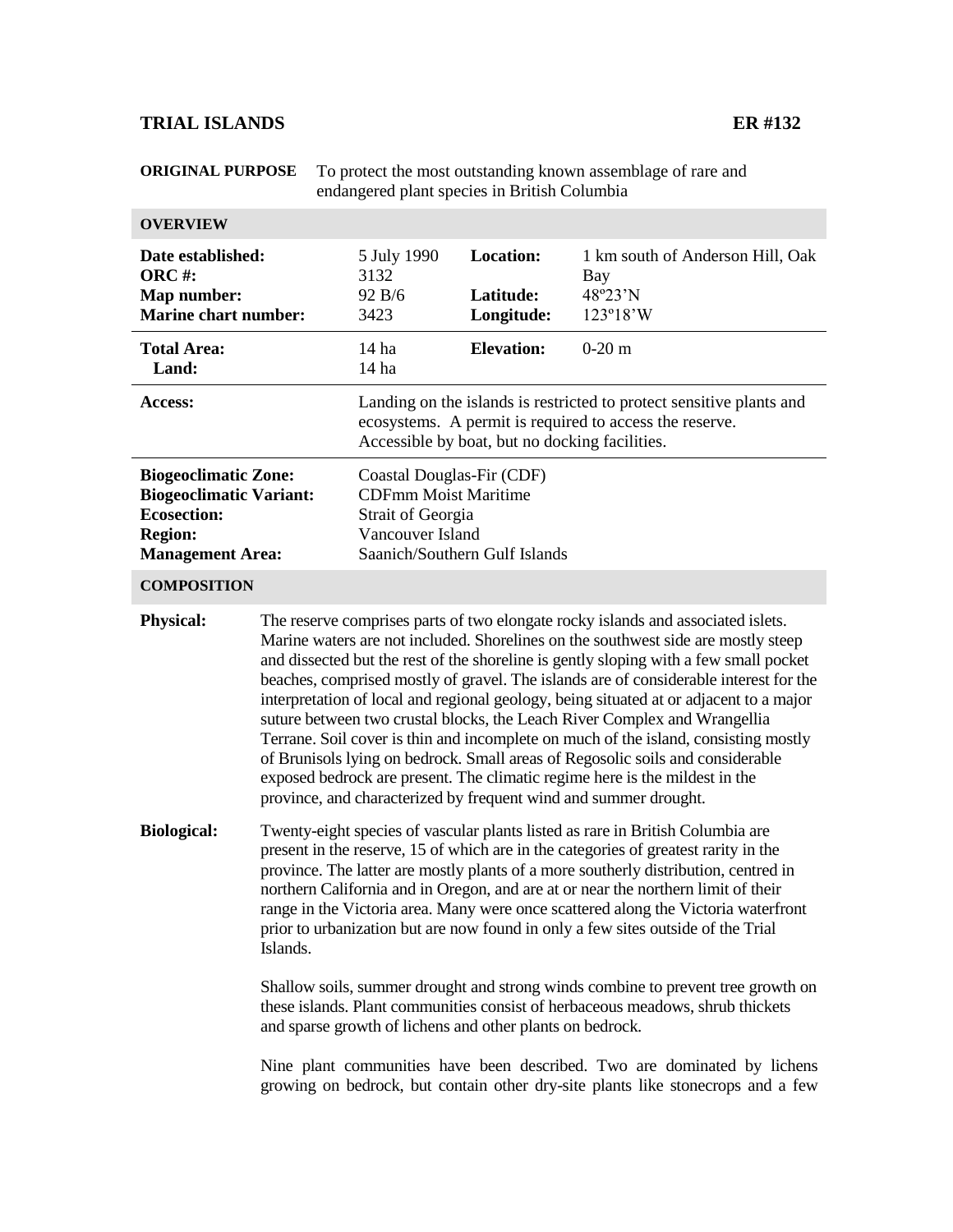# TRIAL ISLANDS ER #132

**ORIGINAL PURPOSE** To protect the most outstanding known assemblage of rare and endangered plant species in British Columbia

## OVERVIEW

| | | | |
|---|---|---|---|
| **Date established:** | 5 July 1990 | **Location:** | 1 km south of Anderson Hill, Oak Bay |
| **ORC #:** | 3132 | | |
| **Map number:** | 92 B/6 | **Latitude:** | 48º23'N |
| **Marine chart number:** | 3423 | **Longitude:** | 123º18'W |
| **Total Area:** | 14 ha | **Elevation:** | 0-20 m |
| **Land:** | 14 ha | | |

**Access:** Landing on the islands is restricted to protect sensitive plants and ecosystems. A permit is required to access the reserve. Accessible by boat, but no docking facilities.

| | |
|---|---|
| **Biogeoclimatic Zone:** | Coastal Douglas-Fir (CDF) |
| **Biogeoclimatic Variant:** | CDFmm Moist Maritime |
| **Ecosection:** | Strait of Georgia |
| **Region:** | Vancouver Island |
| **Management Area:** | Saanich/Southern Gulf Islands |

## COMPOSITION

**Physical:** The reserve comprises parts of two elongate rocky islands and associated islets. Marine waters are not included. Shorelines on the southwest side are mostly steep and dissected but the rest of the shoreline is gently sloping with a few small pocket beaches, comprised mostly of gravel. The islands are of considerable interest for the interpretation of local and regional geology, being situated at or adjacent to a major suture between two crustal blocks, the Leach River Complex and Wrangellia Terrane. Soil cover is thin and incomplete on much of the island, consisting mostly of Brunisols lying on bedrock. Small areas of Regosolic soils and considerable exposed bedrock are present. The climatic regime here is the mildest in the province, and characterized by frequent wind and summer drought.

**Biological:** Twenty-eight species of vascular plants listed as rare in British Columbia are present in the reserve, 15 of which are in the categories of greatest rarity in the province. The latter are mostly plants of a more southerly distribution, centred in northern California and in Oregon, and are at or near the northern limit of their range in the Victoria area. Many were once scattered along the Victoria waterfront prior to urbanization but are now found in only a few sites outside of the Trial Islands.

Shallow soils, summer drought and strong winds combine to prevent tree growth on these islands. Plant communities consist of herbaceous meadows, shrub thickets and sparse growth of lichens and other plants on bedrock.

Nine plant communities have been described. Two are dominated by lichens growing on bedrock, but contain other dry-site plants like stonecrops and a few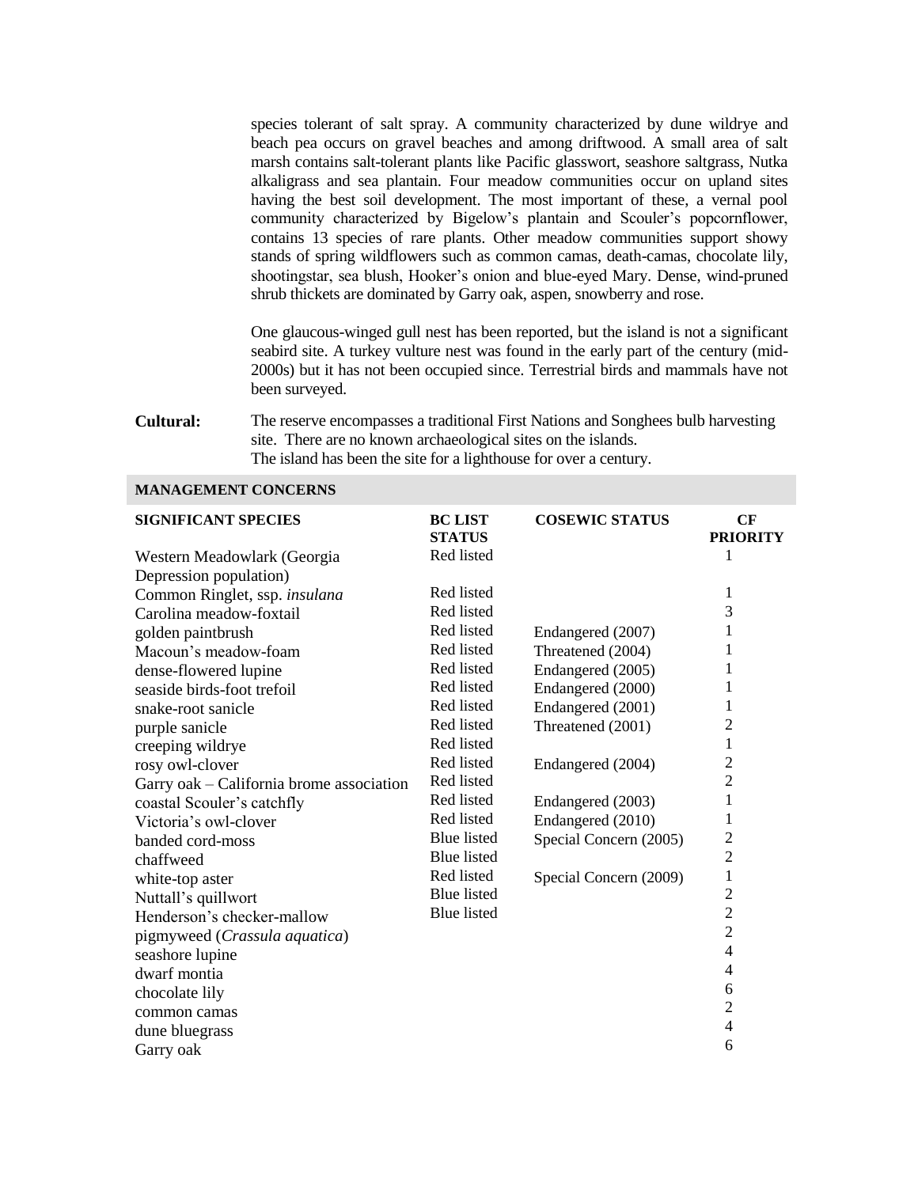species tolerant of salt spray. A community characterized by dune wildrye and beach pea occurs on gravel beaches and among driftwood. A small area of salt marsh contains salt-tolerant plants like Pacific glasswort, seashore saltgrass, Nutka alkaligrass and sea plantain. Four meadow communities occur on upland sites having the best soil development. The most important of these, a vernal pool community characterized by Bigelow's plantain and Scouler's popcornflower, contains 13 species of rare plants. Other meadow communities support showy stands of spring wildflowers such as common camas, death-camas, chocolate lily, shootingstar, sea blush, Hooker's onion and blue-eyed Mary. Dense, wind-pruned shrub thickets are dominated by Garry oak, aspen, snowberry and rose.

One glaucous-winged gull nest has been reported, but the island is not a significant seabird site. A turkey vulture nest was found in the early part of the century (mid-2000s) but it has not been occupied since. Terrestrial birds and mammals have not been surveyed.

**Cultural:** The reserve encompasses a traditional First Nations and Songhees bulb harvesting site. There are no known archaeological sites on the islands.
The island has been the site for a lighthouse for over a century.

## MANAGEMENT CONCERNS

| SIGNIFICANT SPECIES | BC LIST STATUS | COSEWIC STATUS | CF PRIORITY |
|---|---|---|---|
| Western Meadowlark (Georgia Depression population) | Red listed | | 1 |
| Common Ringlet, ssp. *insulana* | Red listed | | 1 |
| Carolina meadow-foxtail | Red listed | | 3 |
| golden paintbrush | Red listed | Endangered (2007) | 1 |
| Macoun's meadow-foam | Red listed | Threatened (2004) | 1 |
| dense-flowered lupine | Red listed | Endangered (2005) | 1 |
| seaside birds-foot trefoil | Red listed | Endangered (2000) | 1 |
| snake-root sanicle | Red listed | Endangered (2001) | 1 |
| purple sanicle | Red listed | Threatened (2001) | 2 |
| creeping wildrye | Red listed | | 1 |
| rosy owl-clover | Red listed | Endangered (2004) | 2 |
| Garry oak – California brome association | Red listed | | 2 |
| coastal Scouler's catchfly | Red listed | Endangered (2003) | 1 |
| Victoria's owl-clover | Red listed | Endangered (2010) | 1 |
| banded cord-moss | Blue listed | Special Concern (2005) | 2 |
| chaffweed | Blue listed | | 2 |
| white-top aster | Red listed | Special Concern (2009) | 1 |
| Nuttall's quillwort | Blue listed | | 2 |
| Henderson's checker-mallow | Blue listed | | 2 |
| pigmyweed (*Crassula aquatica*) | | | 2 |
| seashore lupine | | | 4 |
| dwarf montia | | | 4 |
| chocolate lily | | | 6 |
| common camas | | | 2 |
| dune bluegrass | | | 4 |
| Garry oak | | | 6 |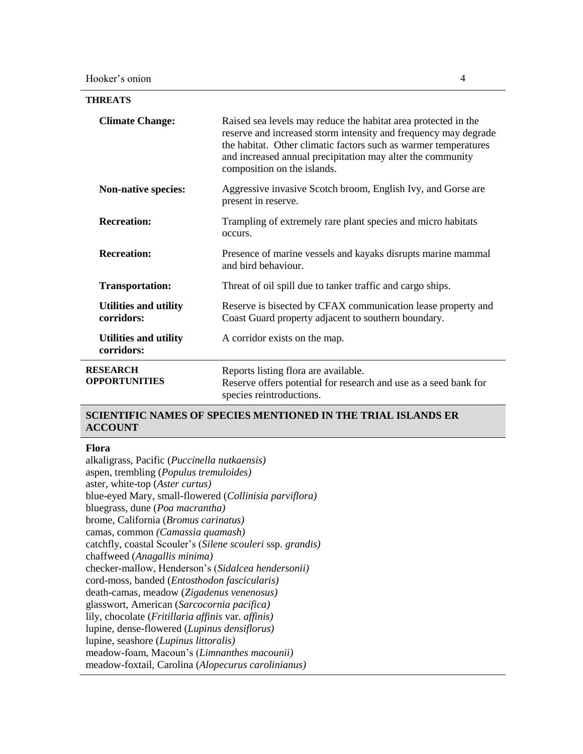**THREATS**

| | |
|---|---|
| **Climate Change:** | Raised sea levels may reduce the habitat area protected in the reserve and increased storm intensity and frequency may degrade the habitat. Other climatic factors such as warmer temperatures and increased annual precipitation may alter the community composition on the islands. |
| **Non-native species:** | Aggressive invasive Scotch broom, English Ivy, and Gorse are present in reserve. |
| **Recreation:** | Trampling of extremely rare plant species and micro habitats occurs. |
| **Recreation:** | Presence of marine vessels and kayaks disrupts marine mammal and bird behaviour. |
| **Transportation:** | Threat of oil spill due to tanker traffic and cargo ships. |
| **Utilities and utility corridors:** | Reserve is bisected by CFAX communication lease property and Coast Guard property adjacent to southern boundary. |
| **Utilities and utility corridors:** | A corridor exists on the map. |

**RESEARCH OPPORTUNITIES**

Reports listing flora are available.
Reserve offers potential for research and use as a seed bank for species reintroductions.

## SCIENTIFIC NAMES OF SPECIES MENTIONED IN THE TRIAL ISLANDS ER ACCOUNT

**Flora**

alkaligrass, Pacific (*Puccinella nutkaensis)*
aspen, trembling (*Populus tremuloides)*
aster, white-top (*Aster curtus)*
blue-eyed Mary, small-flowered (*Collinisia parviflora)*
bluegrass, dune (*Poa macrantha)*
brome, California (*Bromus carinatus)*
camas, common *(Camassia quamash)*
catchfly, coastal Scouler's (*Silene scouleri* ssp. *grandis)*
chaffweed (*Anagallis minima)*
checker-mallow, Henderson's (*Sidalcea hendersonii)*
cord-moss, banded (*Entosthodon fascicularis)*
death-camas, meadow (*Zigadenus venenosus)*
glasswort, American (*Sarcocornia pacifica)*
lily, chocolate (*Fritillaria affinis* var. *affinis)*
lupine, dense-flowered (*Lupinus densiflorus)*
lupine, seashore (*Lupinus littoralis)*
meadow-foam, Macoun's (*Limnanthes macounii)*
meadow-foxtail, Carolina (*Alopecurus carolinianus)*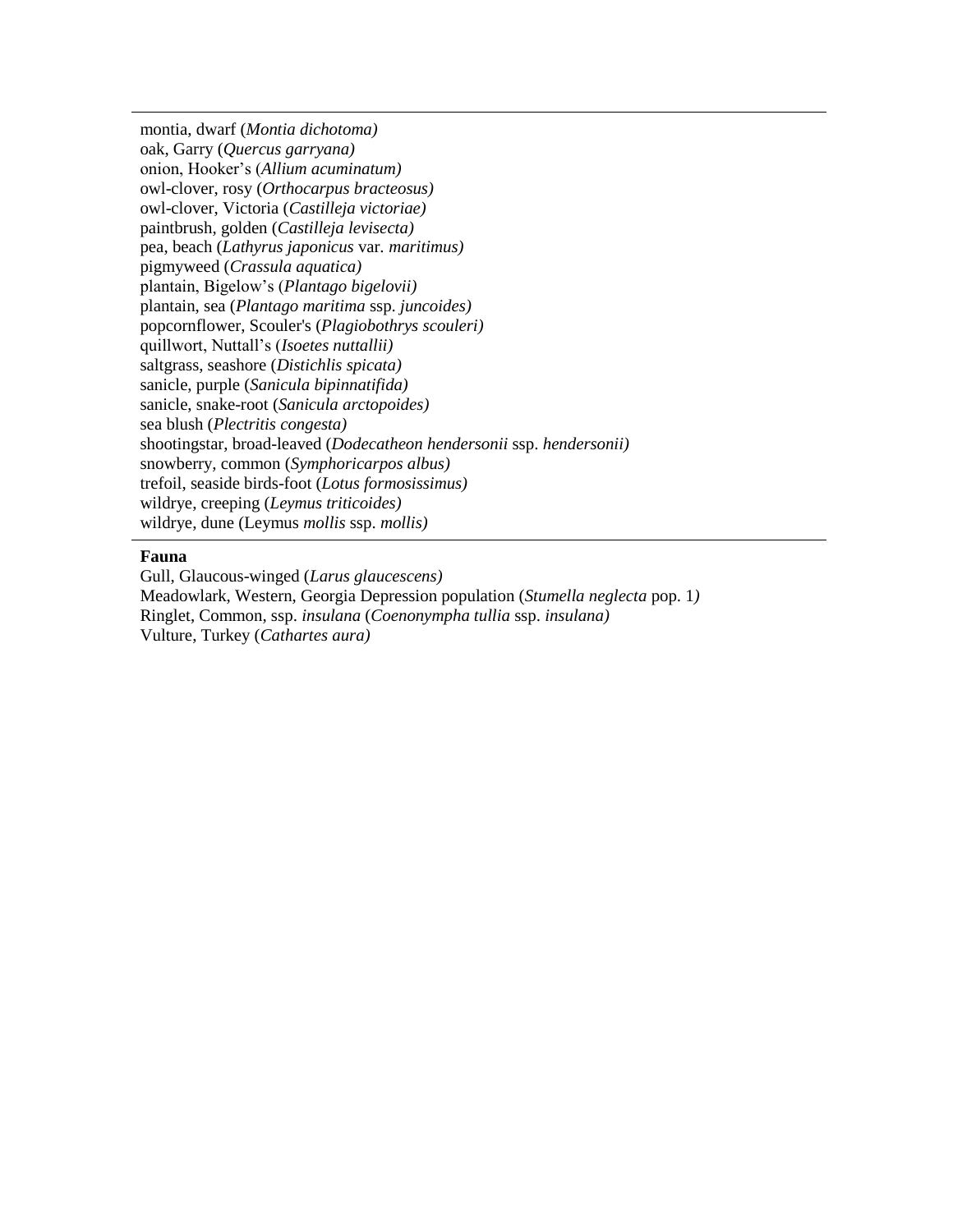montia, dwarf (*Montia dichotoma)*
oak, Garry (*Quercus garryana)*
onion, Hooker's (*Allium acuminatum)*
owl-clover, rosy (*Orthocarpus bracteosus)*
owl-clover, Victoria (*Castilleja victoriae)*
paintbrush, golden (*Castilleja levisecta)*
pea, beach (*Lathyrus japonicus* var. *maritimus)*
pigmyweed (*Crassula aquatica)*
plantain, Bigelow's (*Plantago bigelovii)*
plantain, sea (*Plantago maritima* ssp. *juncoides)*
popcornflower, Scouler's (*Plagiobothrys scouleri)*
quillwort, Nuttall's (*Isoetes nuttallii)*
saltgrass, seashore (*Distichlis spicata)*
sanicle, purple (*Sanicula bipinnatifida)*
sanicle, snake-root (*Sanicula arctopoides)*
sea blush (*Plectritis congesta)*
shootingstar, broad-leaved (*Dodecatheon hendersonii* ssp. *hendersonii)*
snowberry, common (*Symphoricarpos albus)*
trefoil, seaside birds-foot (*Lotus formosissimus)*
wildrye, creeping (*Leymus triticoides)*
wildrye, dune (Leymus *mollis* ssp. *mollis)*

**Fauna**

Gull, Glaucous-winged (*Larus glaucescens)*
Meadowlark, Western, Georgia Depression population (*Stumella neglecta* pop. 1*)*
Ringlet, Common, ssp. *insulana* (*Coenonympha tullia* ssp. *insulana)*
Vulture, Turkey (*Cathartes aura)*